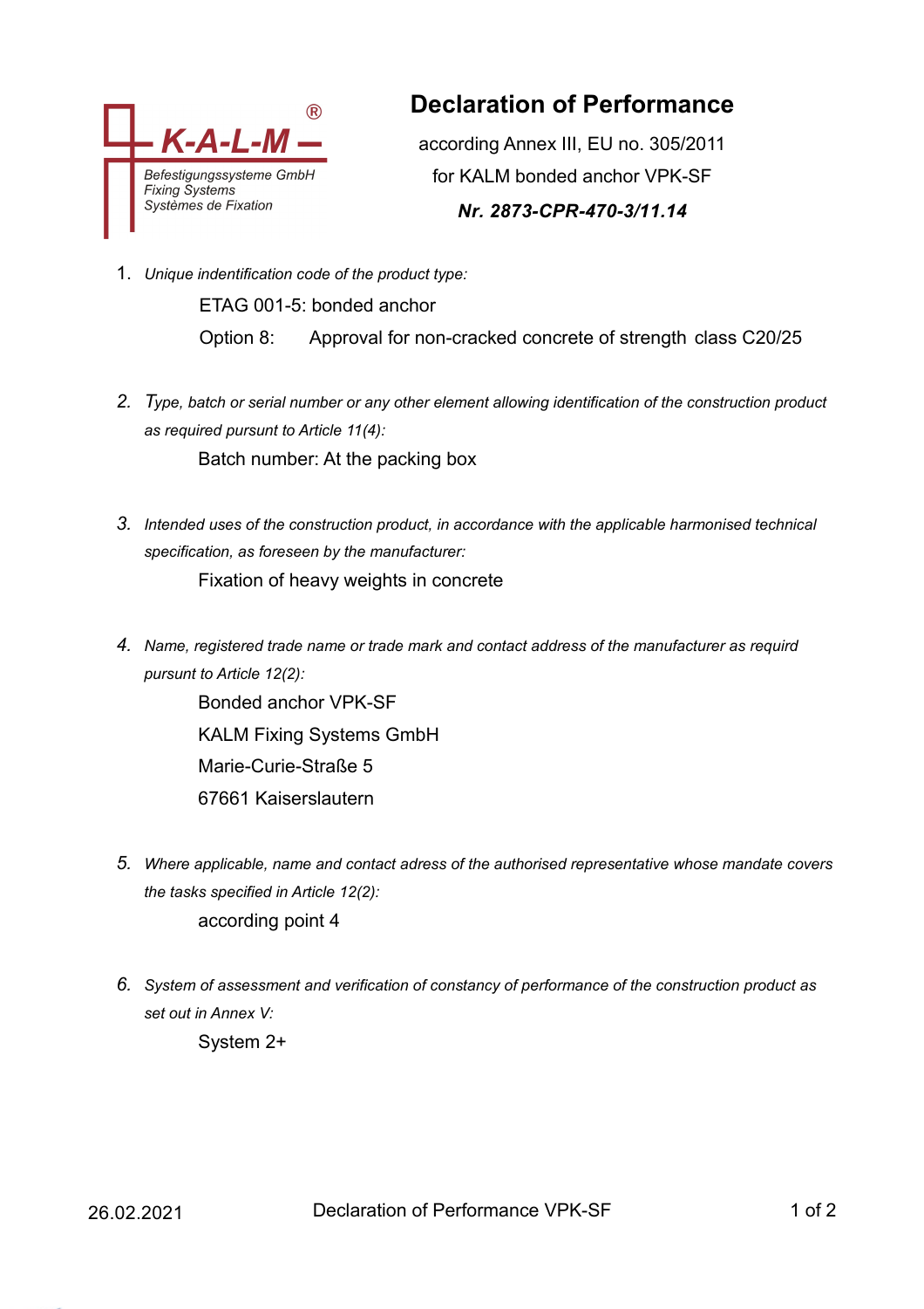K-A-L-M ®

Befestigungssysteme GmbH
Fixing Systems
Systèmes de Fixation

# Declaration of Performance

according Annex III, EU no. 305/2011

for KALM bonded anchor VPK-SF

***Nr. 2873-CPR-470-3/11.14***

1. *Unique indentification code of the product type:*

   ETAG 001-5: bonded anchor

   Option 8: Approval for non-cracked concrete of strength class C20/25

2. *Type, batch or serial number or any other element allowing identification of the construction product as required pursunt to Article 11(4):*

   Batch number: At the packing box

3. *Intended uses of the construction product, in accordance with the applicable harmonised technical specification, as foreseen by the manufacturer:*

   Fixation of heavy weights in concrete

4. *Name, registered trade name or trade mark and contact address of the manufacturer as requird pursunt to Article 12(2):*

   Bonded anchor VPK-SF
   KALM Fixing Systems GmbH
   Marie-Curie-Straße 5
   67661 Kaiserslautern

5. *Where applicable, name and contact adress of the authorised representative whose mandate covers the tasks specified in Article 12(2):*

   according point 4

6. *System of assessment and verification of constancy of performance of the construction product as set out in Annex V:*

   System 2+

26.02.2021 Declaration of Performance VPK-SF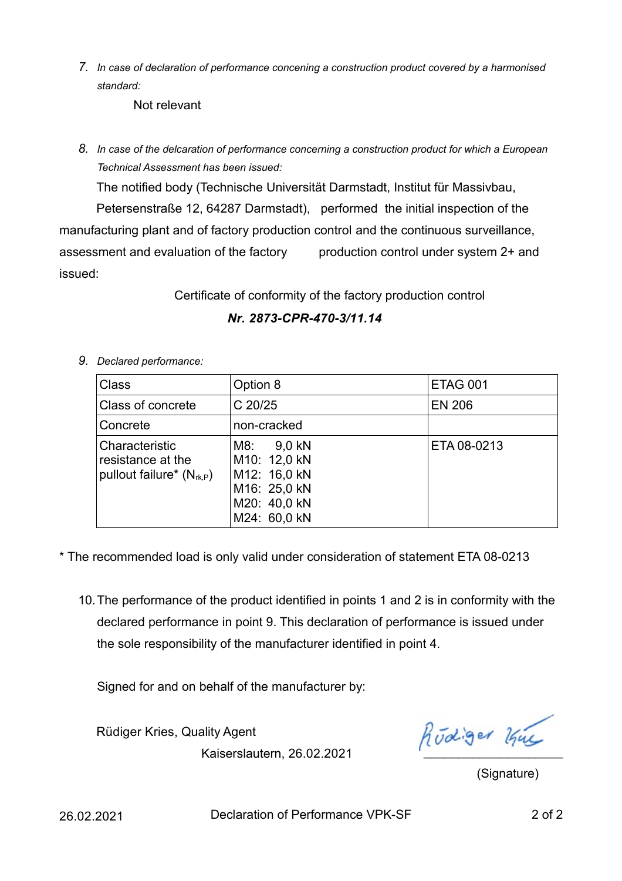7. *In case of declaration of performance concening a construction product covered by a harmonised standard:*

   Not relevant

8. *In case of the delcaration of performance concerning a construction product for which a European Technical Assessment has been issued:*

   The notified body (Technische Universität Darmstadt, Institut für Massivbau, Petersenstraße 12, 64287 Darmstadt), performed the initial inspection of the manufacturing plant and of factory production control and the continuous surveillance, assessment and evaluation of the factory production control under system 2+ and issued:

   Certificate of conformity of the factory production control

   ***Nr. 2873-CPR-470-3/11.14***

9. *Declared performance:*

| | | |
|---|---|---|
| Class | Option 8 | ETAG 001 |
| Class of concrete | C 20/25 | EN 206 |
| Concrete | non-cracked | |
| Characteristic resistance at the pullout failure* ($N_{rk,P}$) | M8: 9,0 kN<br>M10: 12,0 kN<br>M12: 16,0 kN<br>M16: 25,0 kN<br>M20: 40,0 kN<br>M24: 60,0 kN | ETA 08-0213 |

* The recommended load is only valid under consideration of statement ETA 08-0213

10. The performance of the product identified in points 1 and 2 is in conformity with the declared performance in point 9. This declaration of performance is issued under the sole responsibility of the manufacturer identified in point 4.

    Signed for and on behalf of the manufacturer by:

    Rüdiger Kries, Quality Agent

    Kaiserslautern, 26.02.2021

    Rüdiger Kries

    (Signature)